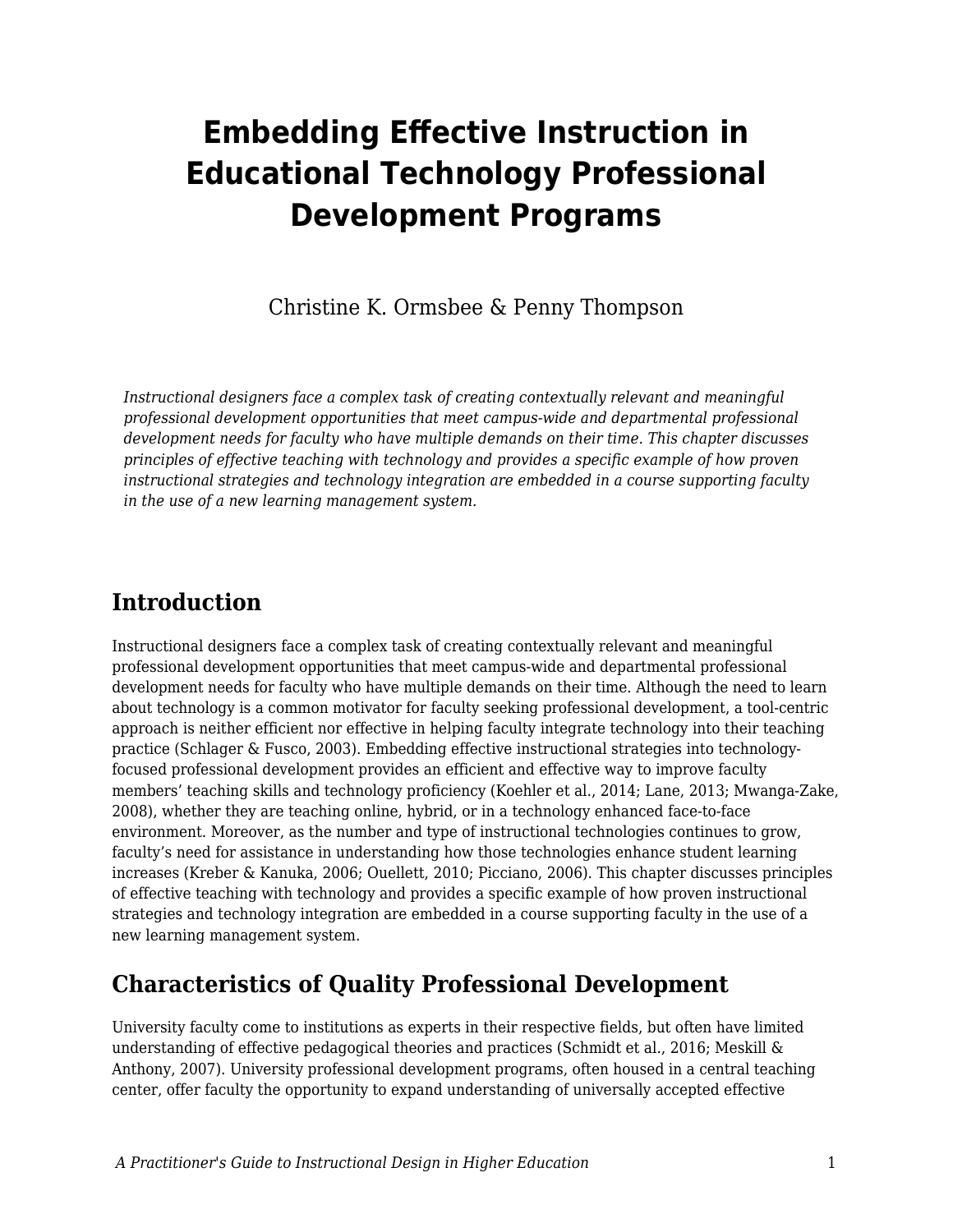# Embedding Effective Instruction in Educational Technology Professional Development Programs

Christine K. Ormsbee & Penny Thompson

*Instructional designers face a complex task of creating contextually relevant and meaningful professional development opportunities that meet campus-wide and departmental professional development needs for faculty who have multiple demands on their time. This chapter discusses principles of effective teaching with technology and provides a specific example of how proven instructional strategies and technology integration are embedded in a course supporting faculty in the use of a new learning management system.*

## Introduction

Instructional designers face a complex task of creating contextually relevant and meaningful professional development opportunities that meet campus-wide and departmental professional development needs for faculty who have multiple demands on their time. Although the need to learn about technology is a common motivator for faculty seeking professional development, a tool-centric approach is neither efficient nor effective in helping faculty integrate technology into their teaching practice (Schlager & Fusco, 2003). Embedding effective instructional strategies into technology-focused professional development provides an efficient and effective way to improve faculty members' teaching skills and technology proficiency (Koehler et al., 2014; Lane, 2013; Mwanga-Zake, 2008), whether they are teaching online, hybrid, or in a technology enhanced face-to-face environment. Moreover, as the number and type of instructional technologies continues to grow, faculty's need for assistance in understanding how those technologies enhance student learning increases (Kreber & Kanuka, 2006; Ouellett, 2010; Picciano, 2006). This chapter discusses principles of effective teaching with technology and provides a specific example of how proven instructional strategies and technology integration are embedded in a course supporting faculty in the use of a new learning management system.

## Characteristics of Quality Professional Development

University faculty come to institutions as experts in their respective fields, but often have limited understanding of effective pedagogical theories and practices (Schmidt et al., 2016; Meskill & Anthony, 2007). University professional development programs, often housed in a central teaching center, offer faculty the opportunity to expand understanding of universally accepted effective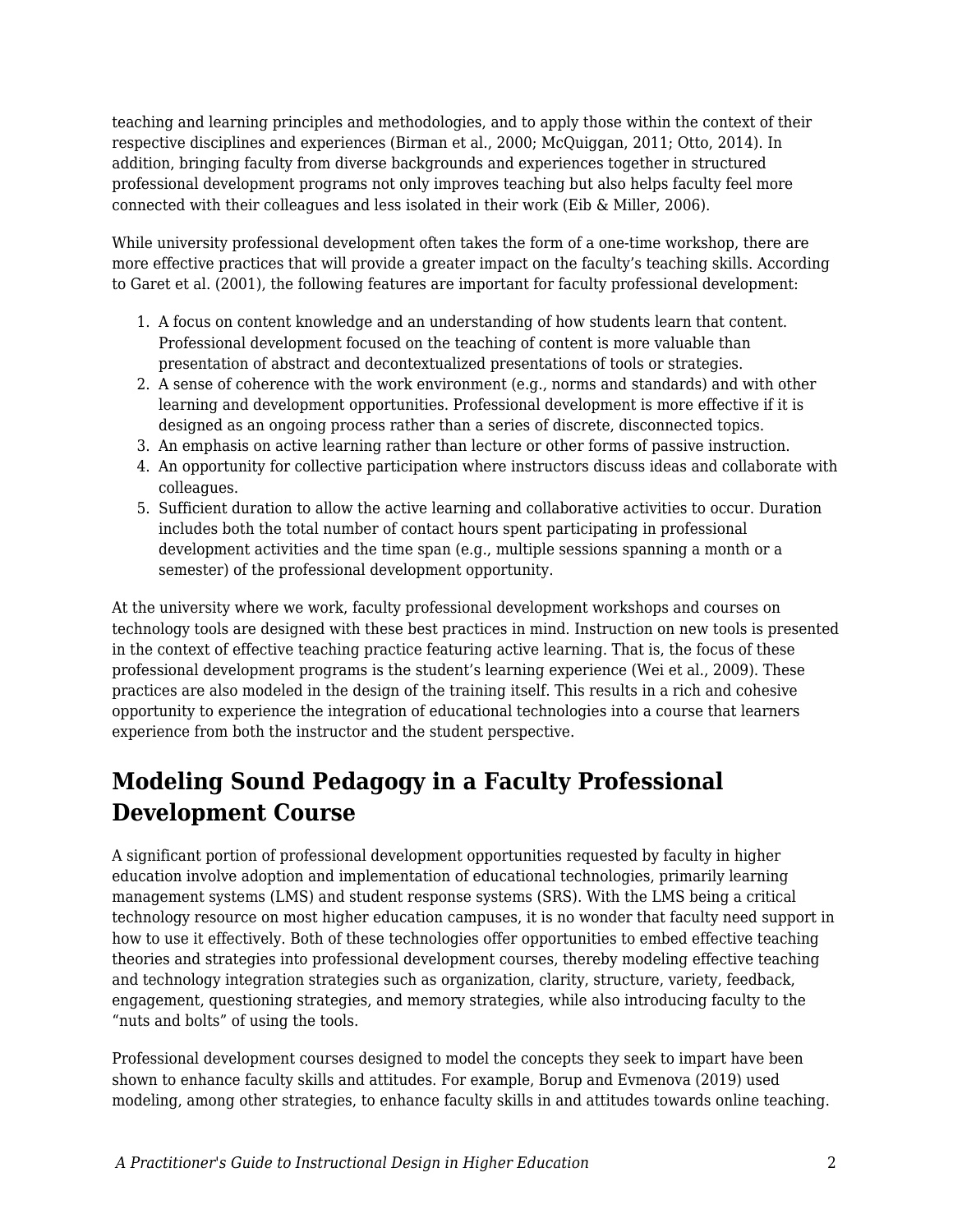teaching and learning principles and methodologies, and to apply those within the context of their respective disciplines and experiences (Birman et al., 2000; McQuiggan, 2011; Otto, 2014). In addition, bringing faculty from diverse backgrounds and experiences together in structured professional development programs not only improves teaching but also helps faculty feel more connected with their colleagues and less isolated in their work (Eib & Miller, 2006).

While university professional development often takes the form of a one-time workshop, there are more effective practices that will provide a greater impact on the faculty's teaching skills. According to Garet et al. (2001), the following features are important for faculty professional development:

1. A focus on content knowledge and an understanding of how students learn that content. Professional development focused on the teaching of content is more valuable than presentation of abstract and decontextualized presentations of tools or strategies.
2. A sense of coherence with the work environment (e.g., norms and standards) and with other learning and development opportunities. Professional development is more effective if it is designed as an ongoing process rather than a series of discrete, disconnected topics.
3. An emphasis on active learning rather than lecture or other forms of passive instruction.
4. An opportunity for collective participation where instructors discuss ideas and collaborate with colleagues.
5. Sufficient duration to allow the active learning and collaborative activities to occur. Duration includes both the total number of contact hours spent participating in professional development activities and the time span (e.g., multiple sessions spanning a month or a semester) of the professional development opportunity.

At the university where we work, faculty professional development workshops and courses on technology tools are designed with these best practices in mind. Instruction on new tools is presented in the context of effective teaching practice featuring active learning. That is, the focus of these professional development programs is the student's learning experience (Wei et al., 2009). These practices are also modeled in the design of the training itself. This results in a rich and cohesive opportunity to experience the integration of educational technologies into a course that learners experience from both the instructor and the student perspective.

## Modeling Sound Pedagogy in a Faculty Professional Development Course

A significant portion of professional development opportunities requested by faculty in higher education involve adoption and implementation of educational technologies, primarily learning management systems (LMS) and student response systems (SRS). With the LMS being a critical technology resource on most higher education campuses, it is no wonder that faculty need support in how to use it effectively. Both of these technologies offer opportunities to embed effective teaching theories and strategies into professional development courses, thereby modeling effective teaching and technology integration strategies such as organization, clarity, structure, variety, feedback, engagement, questioning strategies, and memory strategies, while also introducing faculty to the "nuts and bolts" of using the tools.

Professional development courses designed to model the concepts they seek to impart have been shown to enhance faculty skills and attitudes. For example, Borup and Evmenova (2019) used modeling, among other strategies, to enhance faculty skills in and attitudes towards online teaching.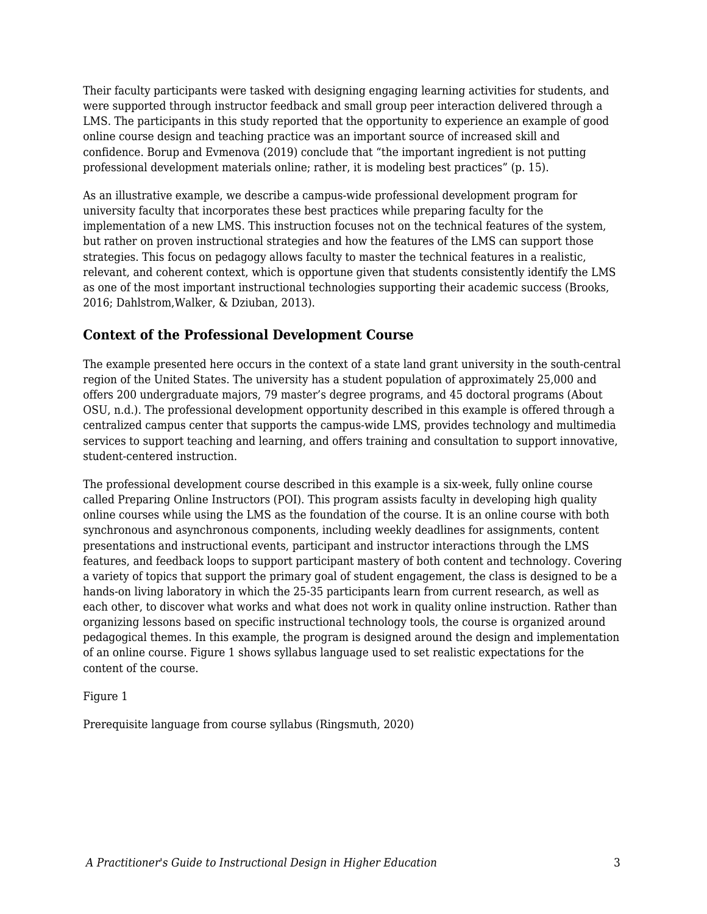Their faculty participants were tasked with designing engaging learning activities for students, and were supported through instructor feedback and small group peer interaction delivered through a LMS. The participants in this study reported that the opportunity to experience an example of good online course design and teaching practice was an important source of increased skill and confidence. Borup and Evmenova (2019) conclude that "the important ingredient is not putting professional development materials online; rather, it is modeling best practices" (p. 15).

As an illustrative example, we describe a campus-wide professional development program for university faculty that incorporates these best practices while preparing faculty for the implementation of a new LMS. This instruction focuses not on the technical features of the system, but rather on proven instructional strategies and how the features of the LMS can support those strategies. This focus on pedagogy allows faculty to master the technical features in a realistic, relevant, and coherent context, which is opportune given that students consistently identify the LMS as one of the most important instructional technologies supporting their academic success (Brooks, 2016; Dahlstrom,Walker, & Dziuban, 2013).

### Context of the Professional Development Course

The example presented here occurs in the context of a state land grant university in the south-central region of the United States. The university has a student population of approximately 25,000 and offers 200 undergraduate majors, 79 master's degree programs, and 45 doctoral programs (About OSU, n.d.). The professional development opportunity described in this example is offered through a centralized campus center that supports the campus-wide LMS, provides technology and multimedia services to support teaching and learning, and offers training and consultation to support innovative, student-centered instruction.

The professional development course described in this example is a six-week, fully online course called Preparing Online Instructors (POI). This program assists faculty in developing high quality online courses while using the LMS as the foundation of the course. It is an online course with both synchronous and asynchronous components, including weekly deadlines for assignments, content presentations and instructional events, participant and instructor interactions through the LMS features, and feedback loops to support participant mastery of both content and technology. Covering a variety of topics that support the primary goal of student engagement, the class is designed to be a hands-on living laboratory in which the 25-35 participants learn from current research, as well as each other, to discover what works and what does not work in quality online instruction. Rather than organizing lessons based on specific instructional technology tools, the course is organized around pedagogical themes. In this example, the program is designed around the design and implementation of an online course. Figure 1 shows syllabus language used to set realistic expectations for the content of the course.

Figure 1

Prerequisite language from course syllabus (Ringsmuth, 2020)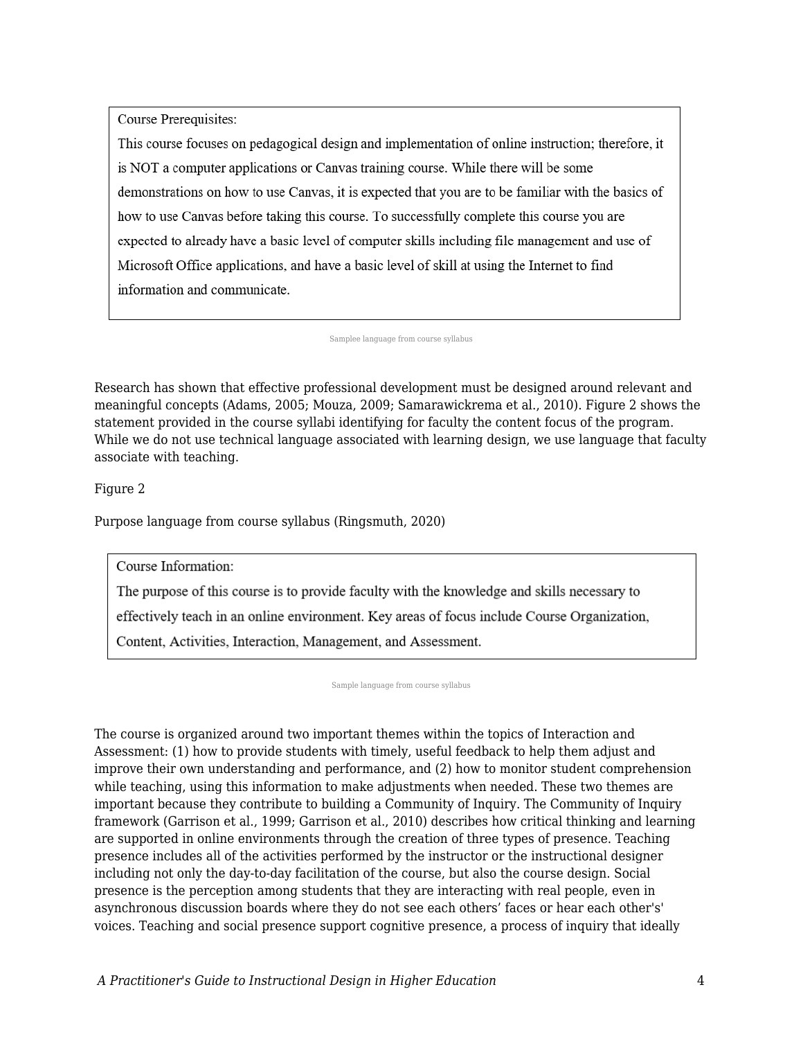Course Prerequisites:

This course focuses on pedagogical design and implementation of online instruction; therefore, it is NOT a computer applications or Canvas training course. While there will be some demonstrations on how to use Canvas, it is expected that you are to be familiar with the basics of how to use Canvas before taking this course. To successfully complete this course you are expected to already have a basic level of computer skills including file management and use of Microsoft Office applications, and have a basic level of skill at using the Internet to find information and communicate.

Samplee language from course syllabus

Research has shown that effective professional development must be designed around relevant and meaningful concepts (Adams, 2005; Mouza, 2009; Samarawickrema et al., 2010). Figure 2 shows the statement provided in the course syllabi identifying for faculty the content focus of the program. While we do not use technical language associated with learning design, we use language that faculty associate with teaching.

Figure 2

Purpose language from course syllabus (Ringsmuth, 2020)

Course Information:

The purpose of this course is to provide faculty with the knowledge and skills necessary to effectively teach in an online environment. Key areas of focus include Course Organization, Content, Activities, Interaction, Management, and Assessment.

Sample language from course syllabus

The course is organized around two important themes within the topics of Interaction and Assessment: (1) how to provide students with timely, useful feedback to help them adjust and improve their own understanding and performance, and (2) how to monitor student comprehension while teaching, using this information to make adjustments when needed. These two themes are important because they contribute to building a Community of Inquiry. The Community of Inquiry framework (Garrison et al., 1999; Garrison et al., 2010) describes how critical thinking and learning are supported in online environments through the creation of three types of presence. Teaching presence includes all of the activities performed by the instructor or the instructional designer including not only the day-to-day facilitation of the course, but also the course design. Social presence is the perception among students that they are interacting with real people, even in asynchronous discussion boards where they do not see each others' faces or hear each other's' voices. Teaching and social presence support cognitive presence, a process of inquiry that ideally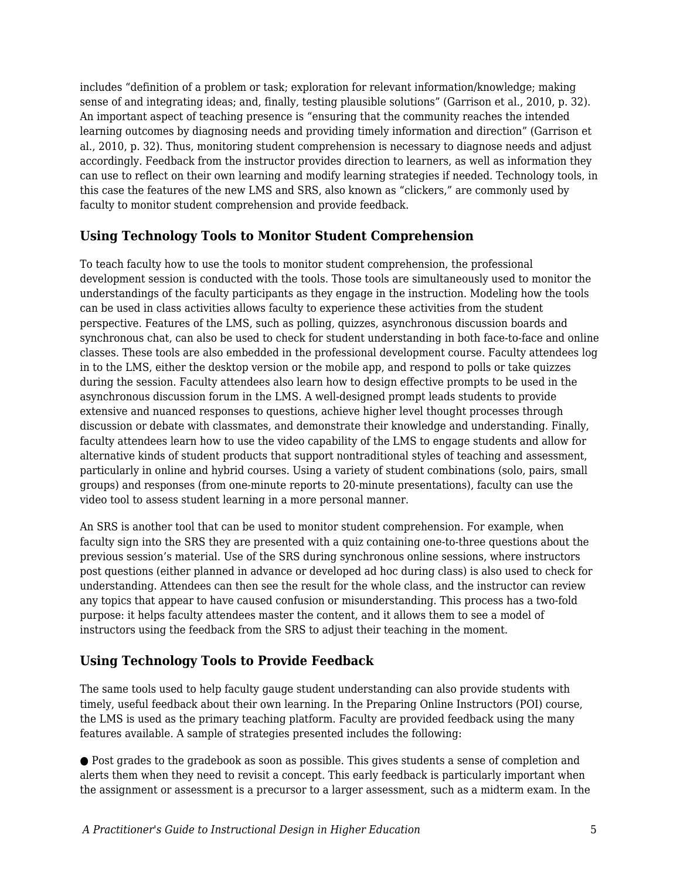includes “definition of a problem or task; exploration for relevant information/knowledge; making sense of and integrating ideas; and, finally, testing plausible solutions” (Garrison et al., 2010, p. 32). An important aspect of teaching presence is “ensuring that the community reaches the intended learning outcomes by diagnosing needs and providing timely information and direction” (Garrison et al., 2010, p. 32). Thus, monitoring student comprehension is necessary to diagnose needs and adjust accordingly. Feedback from the instructor provides direction to learners, as well as information they can use to reflect on their own learning and modify learning strategies if needed. Technology tools, in this case the features of the new LMS and SRS, also known as “clickers,” are commonly used by faculty to monitor student comprehension and provide feedback.

## Using Technology Tools to Monitor Student Comprehension

To teach faculty how to use the tools to monitor student comprehension, the professional development session is conducted with the tools. Those tools are simultaneously used to monitor the understandings of the faculty participants as they engage in the instruction. Modeling how the tools can be used in class activities allows faculty to experience these activities from the student perspective. Features of the LMS, such as polling, quizzes, asynchronous discussion boards and synchronous chat, can also be used to check for student understanding in both face-to-face and online classes. These tools are also embedded in the professional development course. Faculty attendees log in to the LMS, either the desktop version or the mobile app, and respond to polls or take quizzes during the session. Faculty attendees also learn how to design effective prompts to be used in the asynchronous discussion forum in the LMS. A well-designed prompt leads students to provide extensive and nuanced responses to questions, achieve higher level thought processes through discussion or debate with classmates, and demonstrate their knowledge and understanding. Finally, faculty attendees learn how to use the video capability of the LMS to engage students and allow for alternative kinds of student products that support nontraditional styles of teaching and assessment, particularly in online and hybrid courses. Using a variety of student combinations (solo, pairs, small groups) and responses (from one-minute reports to 20-minute presentations), faculty can use the video tool to assess student learning in a more personal manner.

An SRS is another tool that can be used to monitor student comprehension. For example, when faculty sign into the SRS they are presented with a quiz containing one-to-three questions about the previous session’s material. Use of the SRS during synchronous online sessions, where instructors post questions (either planned in advance or developed ad hoc during class) is also used to check for understanding. Attendees can then see the result for the whole class, and the instructor can review any topics that appear to have caused confusion or misunderstanding. This process has a two-fold purpose: it helps faculty attendees master the content, and it allows them to see a model of instructors using the feedback from the SRS to adjust their teaching in the moment.

## Using Technology Tools to Provide Feedback

The same tools used to help faculty gauge student understanding can also provide students with timely, useful feedback about their own learning. In the Preparing Online Instructors (POI) course, the LMS is used as the primary teaching platform. Faculty are provided feedback using the many features available. A sample of strategies presented includes the following:

- Post grades to the gradebook as soon as possible. This gives students a sense of completion and alerts them when they need to revisit a concept. This early feedback is particularly important when the assignment or assessment is a precursor to a larger assessment, such as a midterm exam. In the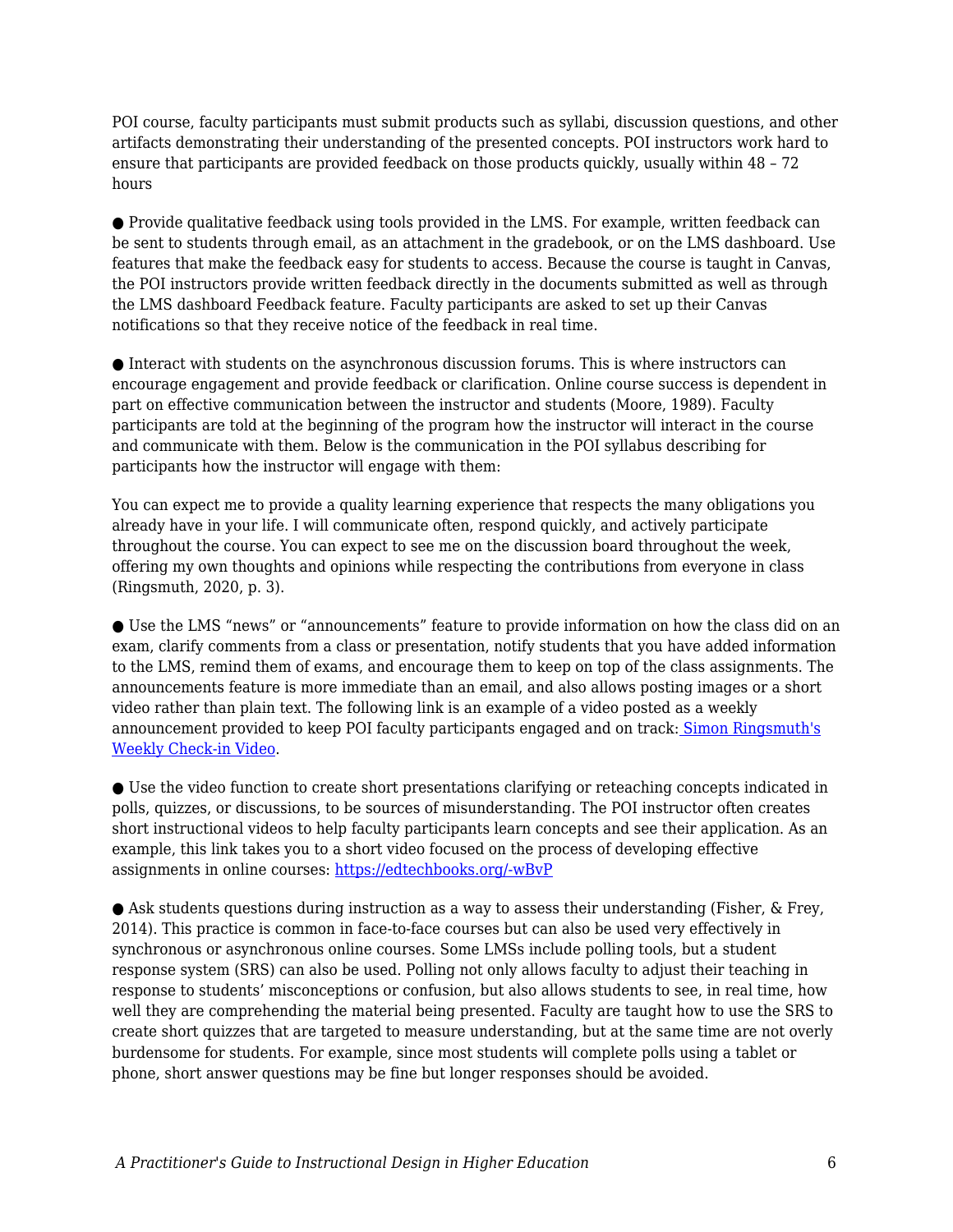POI course, faculty participants must submit products such as syllabi, discussion questions, and other artifacts demonstrating their understanding of the presented concepts. POI instructors work hard to ensure that participants are provided feedback on those products quickly, usually within 48 – 72 hours

- Provide qualitative feedback using tools provided in the LMS. For example, written feedback can be sent to students through email, as an attachment in the gradebook, or on the LMS dashboard. Use features that make the feedback easy for students to access. Because the course is taught in Canvas, the POI instructors provide written feedback directly in the documents submitted as well as through the LMS dashboard Feedback feature. Faculty participants are asked to set up their Canvas notifications so that they receive notice of the feedback in real time.

- Interact with students on the asynchronous discussion forums. This is where instructors can encourage engagement and provide feedback or clarification. Online course success is dependent in part on effective communication between the instructor and students (Moore, 1989). Faculty participants are told at the beginning of the program how the instructor will interact in the course and communicate with them. Below is the communication in the POI syllabus describing for participants how the instructor will engage with them:

You can expect me to provide a quality learning experience that respects the many obligations you already have in your life. I will communicate often, respond quickly, and actively participate throughout the course. You can expect to see me on the discussion board throughout the week, offering my own thoughts and opinions while respecting the contributions from everyone in class (Ringsmuth, 2020, p. 3).

- Use the LMS "news" or "announcements" feature to provide information on how the class did on an exam, clarify comments from a class or presentation, notify students that you have added information to the LMS, remind them of exams, and encourage them to keep on top of the class assignments. The announcements feature is more immediate than an email, and also allows posting images or a short video rather than plain text. The following link is an example of a video posted as a weekly announcement provided to keep POI faculty participants engaged and on track: Simon Ringsmuth's Weekly Check-in Video.

- Use the video function to create short presentations clarifying or reteaching concepts indicated in polls, quizzes, or discussions, to be sources of misunderstanding. The POI instructor often creates short instructional videos to help faculty participants learn concepts and see their application. As an example, this link takes you to a short video focused on the process of developing effective assignments in online courses: https://edtechbooks.org/-wBvP

- Ask students questions during instruction as a way to assess their understanding (Fisher, & Frey, 2014). This practice is common in face-to-face courses but can also be used very effectively in synchronous or asynchronous online courses. Some LMSs include polling tools, but a student response system (SRS) can also be used. Polling not only allows faculty to adjust their teaching in response to students' misconceptions or confusion, but also allows students to see, in real time, how well they are comprehending the material being presented. Faculty are taught how to use the SRS to create short quizzes that are targeted to measure understanding, but at the same time are not overly burdensome for students. For example, since most students will complete polls using a tablet or phone, short answer questions may be fine but longer responses should be avoided.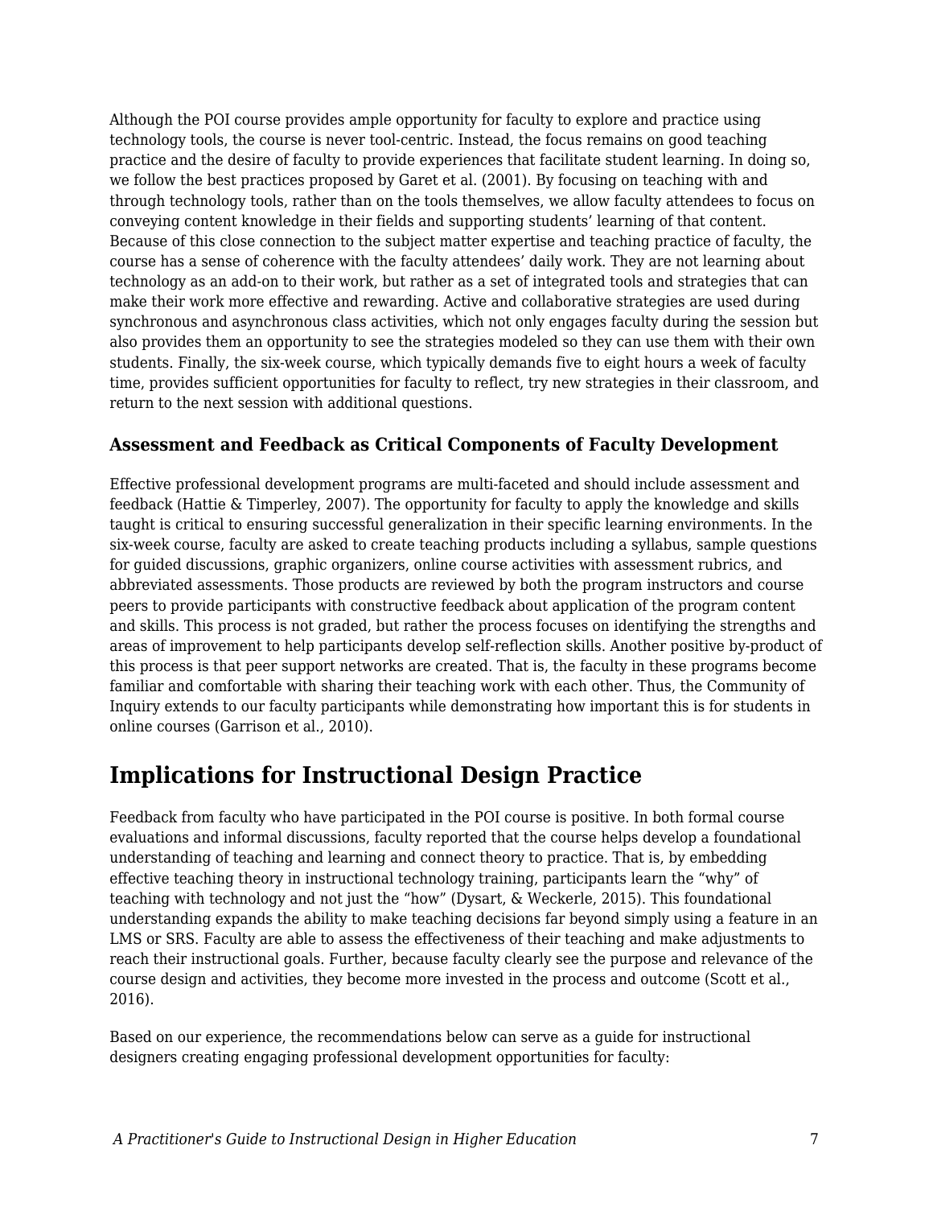Although the POI course provides ample opportunity for faculty to explore and practice using technology tools, the course is never tool-centric. Instead, the focus remains on good teaching practice and the desire of faculty to provide experiences that facilitate student learning. In doing so, we follow the best practices proposed by Garet et al. (2001). By focusing on teaching with and through technology tools, rather than on the tools themselves, we allow faculty attendees to focus on conveying content knowledge in their fields and supporting students' learning of that content. Because of this close connection to the subject matter expertise and teaching practice of faculty, the course has a sense of coherence with the faculty attendees' daily work. They are not learning about technology as an add-on to their work, but rather as a set of integrated tools and strategies that can make their work more effective and rewarding. Active and collaborative strategies are used during synchronous and asynchronous class activities, which not only engages faculty during the session but also provides them an opportunity to see the strategies modeled so they can use them with their own students. Finally, the six-week course, which typically demands five to eight hours a week of faculty time, provides sufficient opportunities for faculty to reflect, try new strategies in their classroom, and return to the next session with additional questions.

### Assessment and Feedback as Critical Components of Faculty Development

Effective professional development programs are multi-faceted and should include assessment and feedback (Hattie & Timperley, 2007). The opportunity for faculty to apply the knowledge and skills taught is critical to ensuring successful generalization in their specific learning environments. In the six-week course, faculty are asked to create teaching products including a syllabus, sample questions for guided discussions, graphic organizers, online course activities with assessment rubrics, and abbreviated assessments. Those products are reviewed by both the program instructors and course peers to provide participants with constructive feedback about application of the program content and skills. This process is not graded, but rather the process focuses on identifying the strengths and areas of improvement to help participants develop self-reflection skills. Another positive by-product of this process is that peer support networks are created. That is, the faculty in these programs become familiar and comfortable with sharing their teaching work with each other. Thus, the Community of Inquiry extends to our faculty participants while demonstrating how important this is for students in online courses (Garrison et al., 2010).

## Implications for Instructional Design Practice

Feedback from faculty who have participated in the POI course is positive. In both formal course evaluations and informal discussions, faculty reported that the course helps develop a foundational understanding of teaching and learning and connect theory to practice. That is, by embedding effective teaching theory in instructional technology training, participants learn the "why" of teaching with technology and not just the "how" (Dysart, & Weckerle, 2015). This foundational understanding expands the ability to make teaching decisions far beyond simply using a feature in an LMS or SRS. Faculty are able to assess the effectiveness of their teaching and make adjustments to reach their instructional goals. Further, because faculty clearly see the purpose and relevance of the course design and activities, they become more invested in the process and outcome (Scott et al., 2016).

Based on our experience, the recommendations below can serve as a guide for instructional designers creating engaging professional development opportunities for faculty: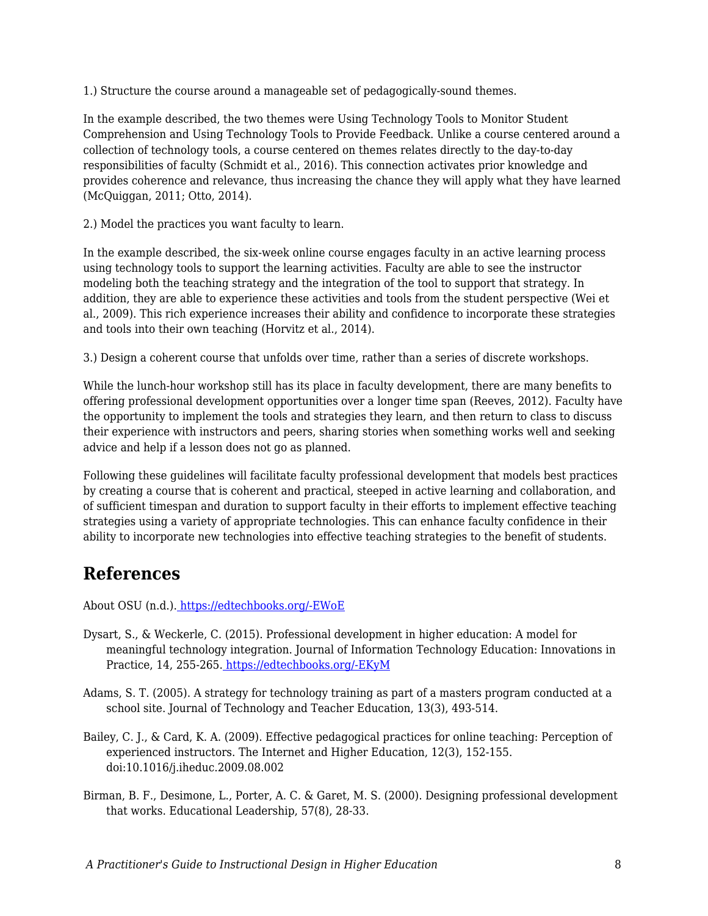1.) Structure the course around a manageable set of pedagogically-sound themes.

In the example described, the two themes were Using Technology Tools to Monitor Student Comprehension and Using Technology Tools to Provide Feedback. Unlike a course centered around a collection of technology tools, a course centered on themes relates directly to the day-to-day responsibilities of faculty (Schmidt et al., 2016). This connection activates prior knowledge and provides coherence and relevance, thus increasing the chance they will apply what they have learned (McQuiggan, 2011; Otto, 2014).

2.) Model the practices you want faculty to learn.

In the example described, the six-week online course engages faculty in an active learning process using technology tools to support the learning activities. Faculty are able to see the instructor modeling both the teaching strategy and the integration of the tool to support that strategy. In addition, they are able to experience these activities and tools from the student perspective (Wei et al., 2009). This rich experience increases their ability and confidence to incorporate these strategies and tools into their own teaching (Horvitz et al., 2014).

3.) Design a coherent course that unfolds over time, rather than a series of discrete workshops.

While the lunch-hour workshop still has its place in faculty development, there are many benefits to offering professional development opportunities over a longer time span (Reeves, 2012). Faculty have the opportunity to implement the tools and strategies they learn, and then return to class to discuss their experience with instructors and peers, sharing stories when something works well and seeking advice and help if a lesson does not go as planned.

Following these guidelines will facilitate faculty professional development that models best practices by creating a course that is coherent and practical, steeped in active learning and collaboration, and of sufficient timespan and duration to support faculty in their efforts to implement effective teaching strategies using a variety of appropriate technologies. This can enhance faculty confidence in their ability to incorporate new technologies into effective teaching strategies to the benefit of students.

## References

About OSU (n.d.). https://edtechbooks.org/-EWoE

Dysart, S., & Weckerle, C. (2015). Professional development in higher education: A model for meaningful technology integration. Journal of Information Technology Education: Innovations in Practice, 14, 255-265. https://edtechbooks.org/-EKyM

Adams, S. T. (2005). A strategy for technology training as part of a masters program conducted at a school site. Journal of Technology and Teacher Education, 13(3), 493-514.

Bailey, C. J., & Card, K. A. (2009). Effective pedagogical practices for online teaching: Perception of experienced instructors. The Internet and Higher Education, 12(3), 152-155. doi:10.1016/j.iheduc.2009.08.002

Birman, B. F., Desimone, L., Porter, A. C. & Garet, M. S. (2000). Designing professional development that works. Educational Leadership, 57(8), 28-33.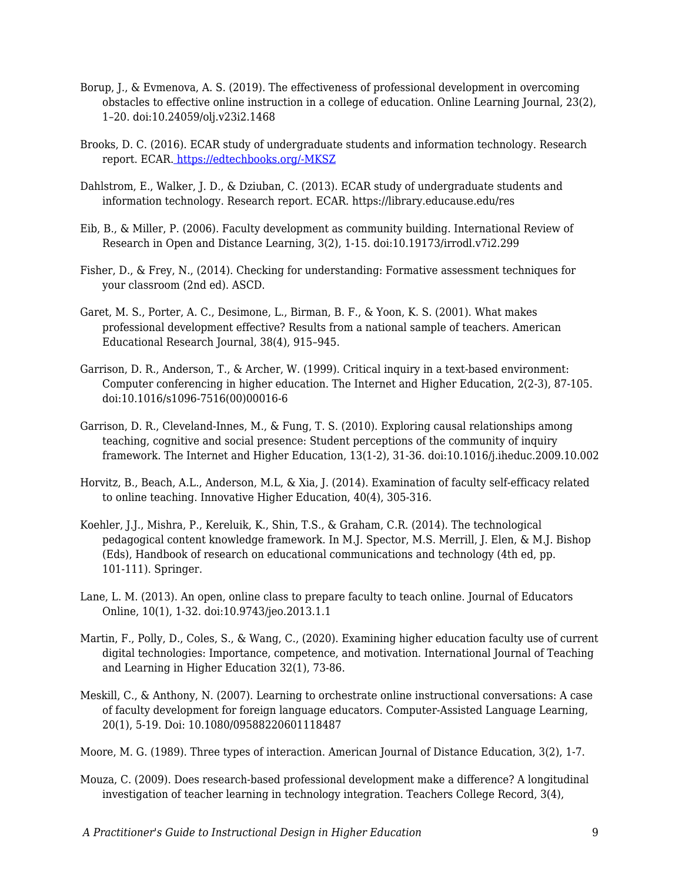Borup, J., & Evmenova, A. S. (2019). The effectiveness of professional development in overcoming obstacles to effective online instruction in a college of education. Online Learning Journal, 23(2), 1–20. doi:10.24059/olj.v23i2.1468

Brooks, D. C. (2016). ECAR study of undergraduate students and information technology. Research report. ECAR. https://edtechbooks.org/-MKSZ

Dahlstrom, E., Walker, J. D., & Dziuban, C. (2013). ECAR study of undergraduate students and information technology. Research report. ECAR. https://library.educause.edu/res

Eib, B., & Miller, P. (2006). Faculty development as community building. International Review of Research in Open and Distance Learning, 3(2), 1-15. doi:10.19173/irrodl.v7i2.299

Fisher, D., & Frey, N., (2014). Checking for understanding: Formative assessment techniques for your classroom (2nd ed). ASCD.

Garet, M. S., Porter, A. C., Desimone, L., Birman, B. F., & Yoon, K. S. (2001). What makes professional development effective? Results from a national sample of teachers. American Educational Research Journal, 38(4), 915–945.

Garrison, D. R., Anderson, T., & Archer, W. (1999). Critical inquiry in a text-based environment: Computer conferencing in higher education. The Internet and Higher Education, 2(2-3), 87-105. doi:10.1016/s1096-7516(00)00016-6

Garrison, D. R., Cleveland-Innes, M., & Fung, T. S. (2010). Exploring causal relationships among teaching, cognitive and social presence: Student perceptions of the community of inquiry framework. The Internet and Higher Education, 13(1-2), 31-36. doi:10.1016/j.iheduc.2009.10.002

Horvitz, B., Beach, A.L., Anderson, M.L, & Xia, J. (2014). Examination of faculty self-efficacy related to online teaching. Innovative Higher Education, 40(4), 305-316.

Koehler, J.J., Mishra, P., Kereluik, K., Shin, T.S., & Graham, C.R. (2014). The technological pedagogical content knowledge framework. In M.J. Spector, M.S. Merrill, J. Elen, & M.J. Bishop (Eds), Handbook of research on educational communications and technology (4th ed, pp. 101-111). Springer.

Lane, L. M. (2013). An open, online class to prepare faculty to teach online. Journal of Educators Online, 10(1), 1-32. doi:10.9743/jeo.2013.1.1

Martin, F., Polly, D., Coles, S., & Wang, C., (2020). Examining higher education faculty use of current digital technologies: Importance, competence, and motivation. International Journal of Teaching and Learning in Higher Education 32(1), 73-86.

Meskill, C., & Anthony, N. (2007). Learning to orchestrate online instructional conversations: A case of faculty development for foreign language educators. Computer-Assisted Language Learning, 20(1), 5-19. Doi: 10.1080/09588220601118487

Moore, M. G. (1989). Three types of interaction. American Journal of Distance Education, 3(2), 1-7.

Mouza, C. (2009). Does research-based professional development make a difference? A longitudinal investigation of teacher learning in technology integration. Teachers College Record, 3(4),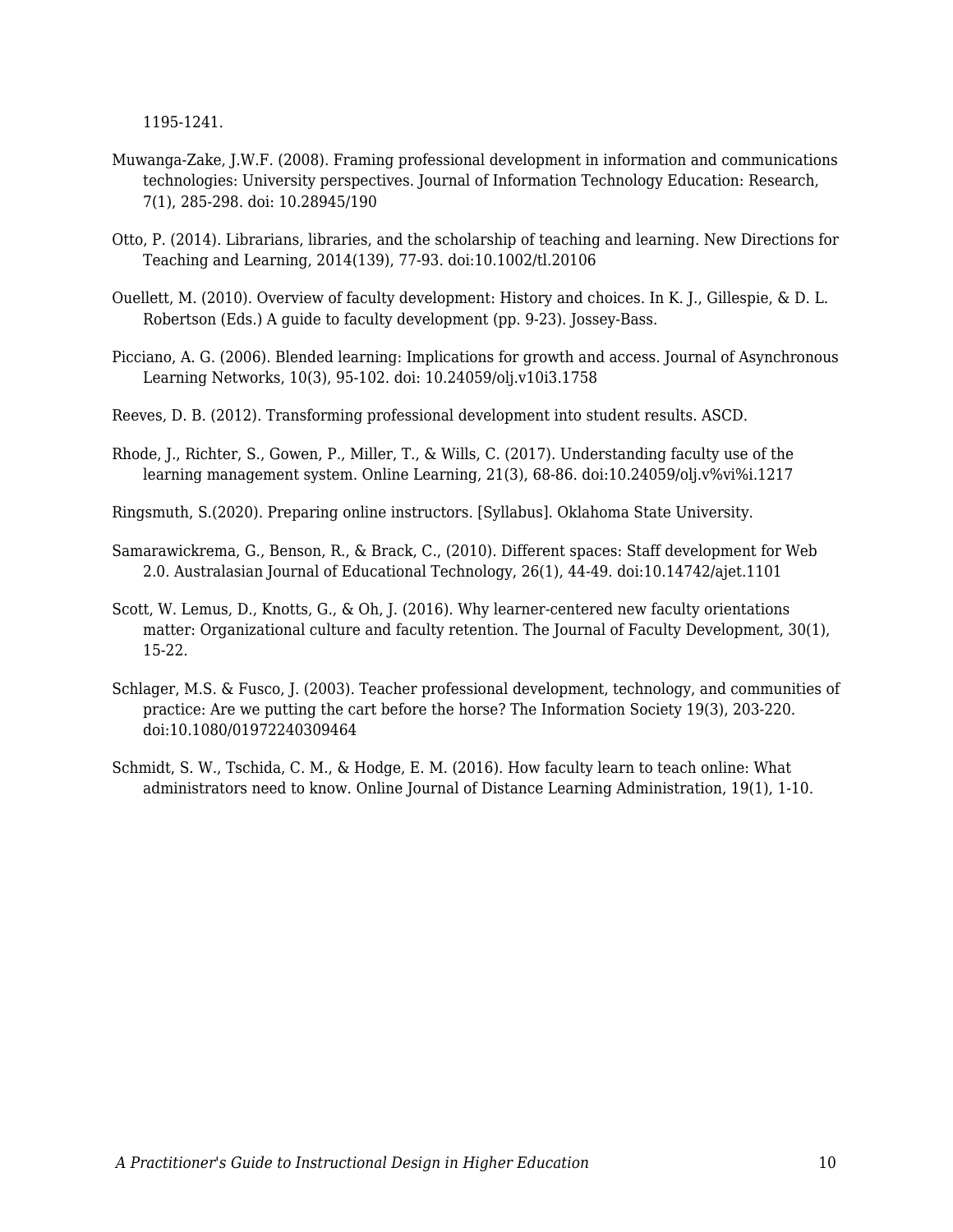1195-1241.

Muwanga-Zake, J.W.F. (2008). Framing professional development in information and communications technologies: University perspectives. Journal of Information Technology Education: Research, 7(1), 285-298. doi: 10.28945/190

Otto, P. (2014). Librarians, libraries, and the scholarship of teaching and learning. New Directions for Teaching and Learning, 2014(139), 77-93. doi:10.1002/tl.20106

Ouellett, M. (2010). Overview of faculty development: History and choices. In K. J., Gillespie, & D. L. Robertson (Eds.) A guide to faculty development (pp. 9-23). Jossey-Bass.

Picciano, A. G. (2006). Blended learning: Implications for growth and access. Journal of Asynchronous Learning Networks, 10(3), 95-102. doi: 10.24059/olj.v10i3.1758

Reeves, D. B. (2012). Transforming professional development into student results. ASCD.

Rhode, J., Richter, S., Gowen, P., Miller, T., & Wills, C. (2017). Understanding faculty use of the learning management system. Online Learning, 21(3), 68-86. doi:10.24059/olj.v%vi%i.1217

Ringsmuth, S.(2020). Preparing online instructors. [Syllabus]. Oklahoma State University.

Samarawickrema, G., Benson, R., & Brack, C., (2010). Different spaces: Staff development for Web 2.0. Australasian Journal of Educational Technology, 26(1), 44-49. doi:10.14742/ajet.1101

Scott, W. Lemus, D., Knotts, G., & Oh, J. (2016). Why learner-centered new faculty orientations matter: Organizational culture and faculty retention. The Journal of Faculty Development, 30(1), 15-22.

Schlager, M.S. & Fusco, J. (2003). Teacher professional development, technology, and communities of practice: Are we putting the cart before the horse? The Information Society 19(3), 203-220. doi:10.1080/01972240309464

Schmidt, S. W., Tschida, C. M., & Hodge, E. M. (2016). How faculty learn to teach online: What administrators need to know. Online Journal of Distance Learning Administration, 19(1), 1-10.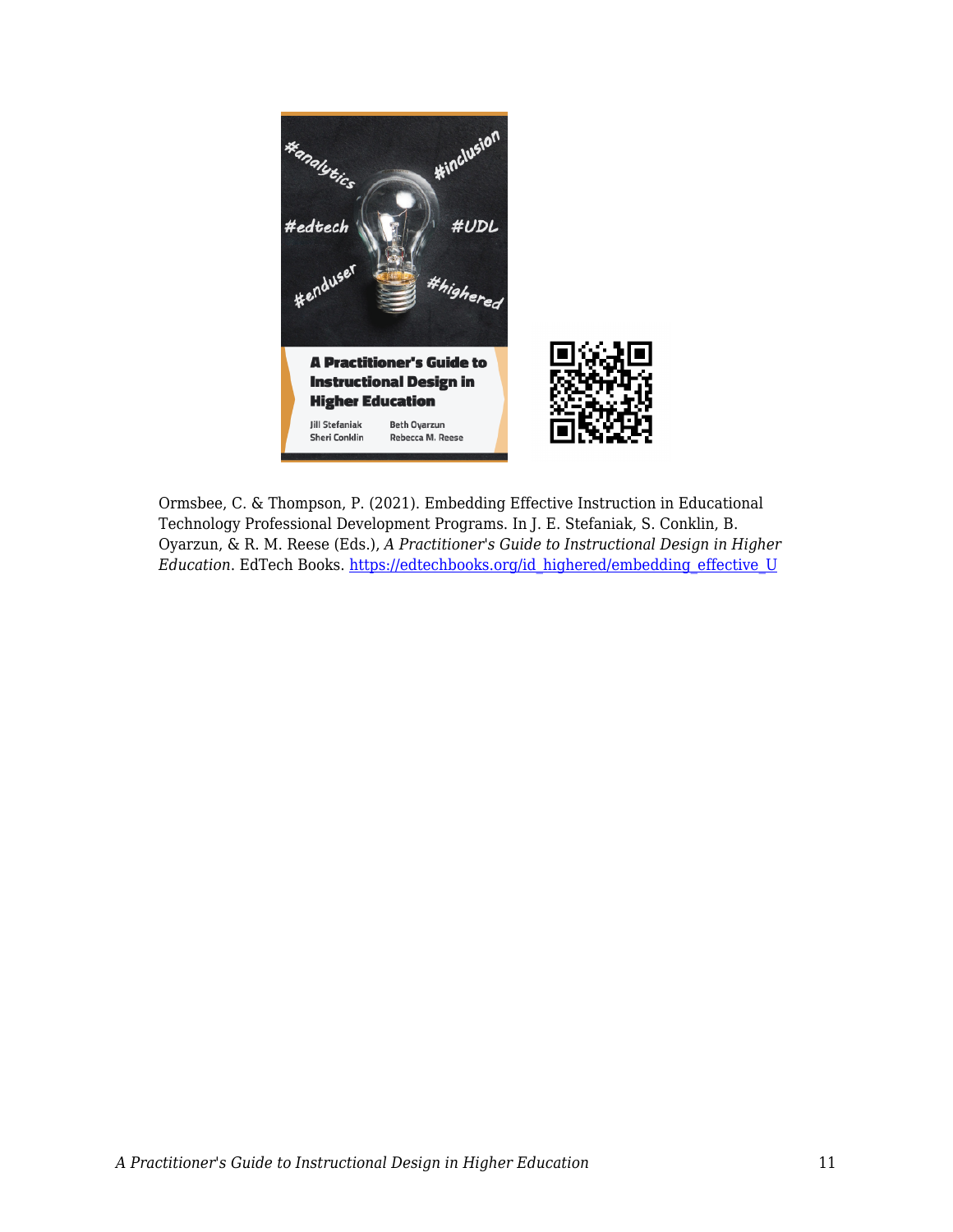Ormsbee, C. & Thompson, P. (2021). Embedding Effective Instruction in Educational Technology Professional Development Programs. In J. E. Stefaniak, S. Conklin, B. Oyarzun, & R. M. Reese (Eds.), *A Practitioner's Guide to Instructional Design in Higher Education*. EdTech Books. [https://edtechbooks.org/id_highered/embedding_effective_U](https://edtechbooks.org/id_highered/embedding_effective_U)